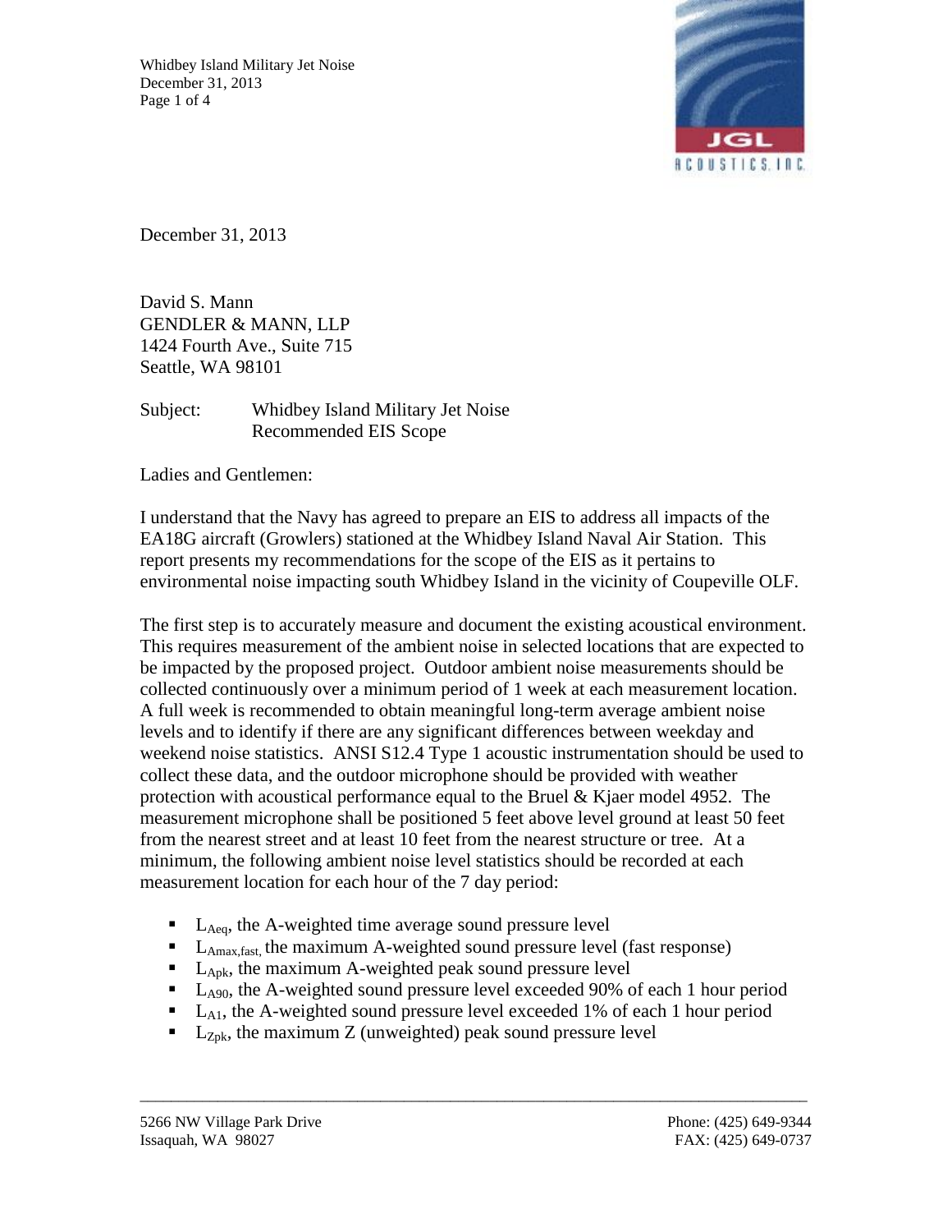December 31, 2013

David S. Mann
GENDLER & MANN, LLP
1424 Fourth Ave., Suite 715
Seattle, WA 98101

Subject: Whidbey Island Military Jet Noise
Recommended EIS Scope

Ladies and Gentlemen:

I understand that the Navy has agreed to prepare an EIS to address all impacts of the EA18G aircraft (Growlers) stationed at the Whidbey Island Naval Air Station. This report presents my recommendations for the scope of the EIS as it pertains to environmental noise impacting south Whidbey Island in the vicinity of Coupeville OLF.

The first step is to accurately measure and document the existing acoustical environment. This requires measurement of the ambient noise in selected locations that are expected to be impacted by the proposed project. Outdoor ambient noise measurements should be collected continuously over a minimum period of 1 week at each measurement location. A full week is recommended to obtain meaningful long-term average ambient noise levels and to identify if there are any significant differences between weekday and weekend noise statistics. ANSI S12.4 Type 1 acoustic instrumentation should be used to collect these data, and the outdoor microphone should be provided with weather protection with acoustical performance equal to the Bruel & Kjaer model 4952. The measurement microphone shall be positioned 5 feet above level ground at least 50 feet from the nearest street and at least 10 feet from the nearest structure or tree. At a minimum, the following ambient noise level statistics should be recorded at each measurement location for each hour of the 7 day period:

- $L_{Aeq}$, the A-weighted time average sound pressure level
- $L_{Amax,fast}$, the maximum A-weighted sound pressure level (fast response)
- $L_{Apk}$, the maximum A-weighted peak sound pressure level
- $L_{A90}$, the A-weighted sound pressure level exceeded 90% of each 1 hour period
- $L_{A1}$, the A-weighted sound pressure level exceeded 1% of each 1 hour period
- $L_{Zpk}$, the maximum Z (unweighted) peak sound pressure level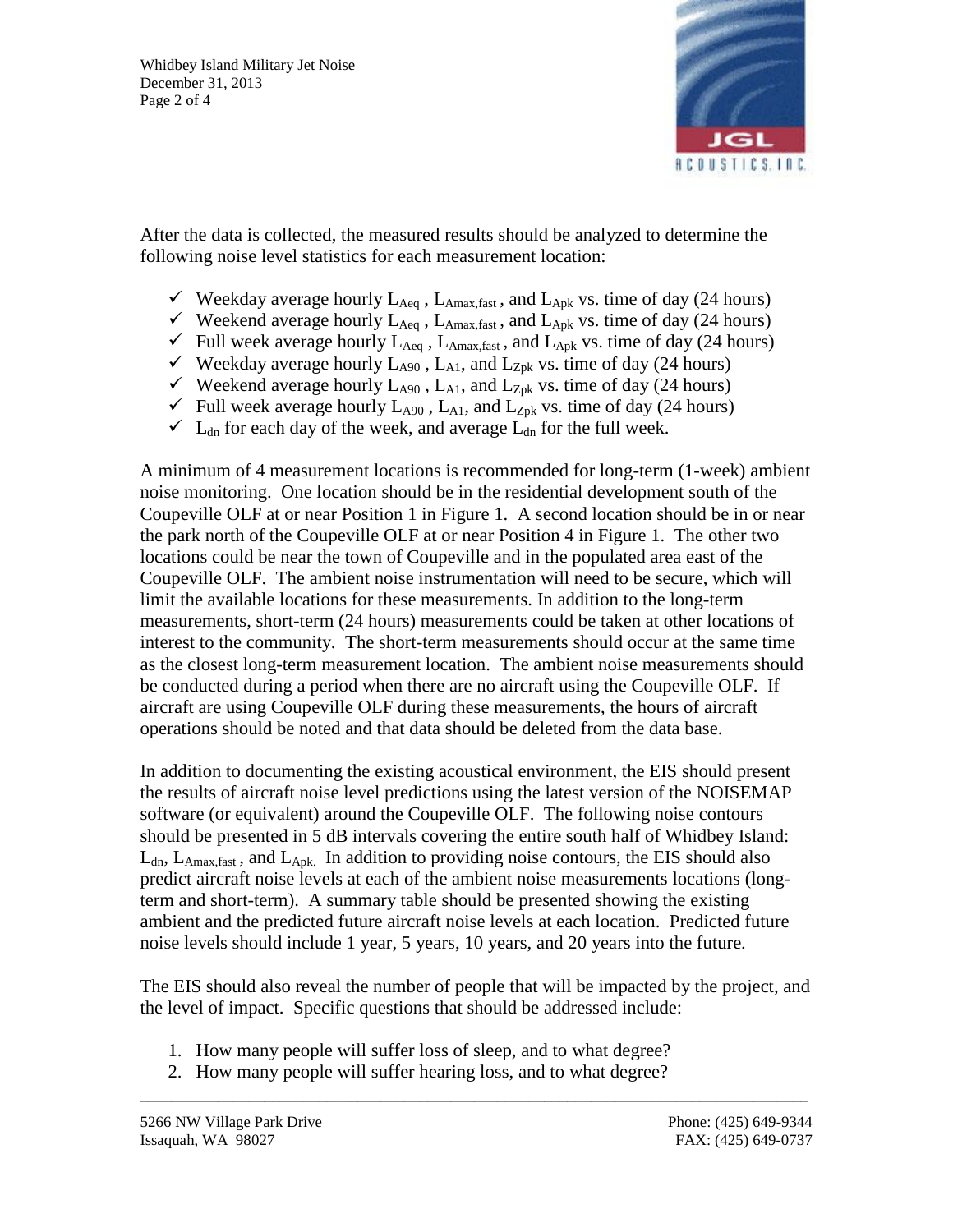After the data is collected, the measured results should be analyzed to determine the following noise level statistics for each measurement location:

- ✓ Weekday average hourly $L_{Aeq}$ , $L_{Amax,fast}$ , and $L_{Apk}$ vs. time of day (24 hours)
- ✓ Weekend average hourly $L_{Aeq}$ , $L_{Amax,fast}$ , and $L_{Apk}$ vs. time of day (24 hours)
- ✓ Full week average hourly $L_{Aeq}$ , $L_{Amax,fast}$ , and $L_{Apk}$ vs. time of day (24 hours)
- ✓ Weekday average hourly $L_{A90}$ , $L_{A1}$, and $L_{Zpk}$ vs. time of day (24 hours)
- ✓ Weekend average hourly $L_{A90}$ , $L_{A1}$, and $L_{Zpk}$ vs. time of day (24 hours)
- ✓ Full week average hourly $L_{A90}$ , $L_{A1}$, and $L_{Zpk}$ vs. time of day (24 hours)
- ✓ $L_{dn}$ for each day of the week, and average $L_{dn}$ for the full week.

A minimum of 4 measurement locations is recommended for long-term (1-week) ambient noise monitoring. One location should be in the residential development south of the Coupeville OLF at or near Position 1 in Figure 1. A second location should be in or near the park north of the Coupeville OLF at or near Position 4 in Figure 1. The other two locations could be near the town of Coupeville and in the populated area east of the Coupeville OLF. The ambient noise instrumentation will need to be secure, which will limit the available locations for these measurements. In addition to the long-term measurements, short-term (24 hours) measurements could be taken at other locations of interest to the community. The short-term measurements should occur at the same time as the closest long-term measurement location. The ambient noise measurements should be conducted during a period when there are no aircraft using the Coupeville OLF. If aircraft are using Coupeville OLF during these measurements, the hours of aircraft operations should be noted and that data should be deleted from the data base.

In addition to documenting the existing acoustical environment, the EIS should present the results of aircraft noise level predictions using the latest version of the NOISEMAP software (or equivalent) around the Coupeville OLF. The following noise contours should be presented in 5 dB intervals covering the entire south half of Whidbey Island: $L_{dn}$, $L_{Amax,fast}$ , and $L_{Apk.}$ In addition to providing noise contours, the EIS should also predict aircraft noise levels at each of the ambient noise measurements locations (long-term and short-term). A summary table should be presented showing the existing ambient and the predicted future aircraft noise levels at each location. Predicted future noise levels should include 1 year, 5 years, 10 years, and 20 years into the future.

The EIS should also reveal the number of people that will be impacted by the project, and the level of impact. Specific questions that should be addressed include:

1. How many people will suffer loss of sleep, and to what degree?
2. How many people will suffer hearing loss, and to what degree?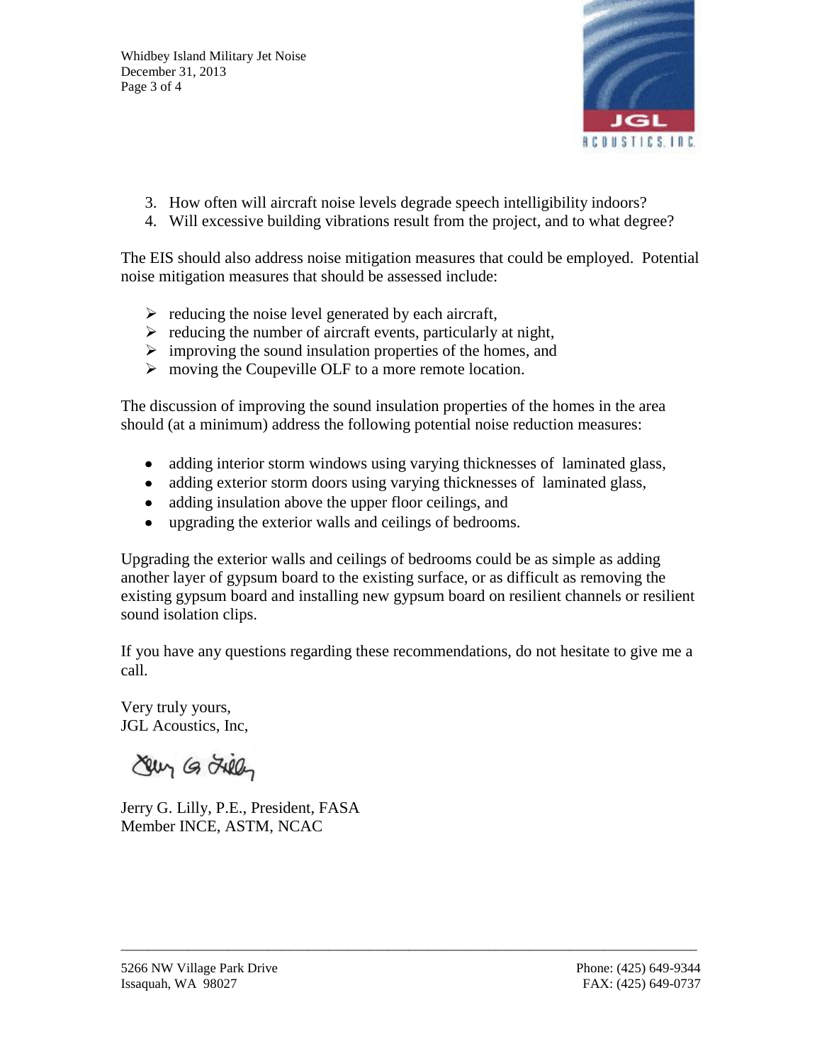3. How often will aircraft noise levels degrade speech intelligibility indoors?
4. Will excessive building vibrations result from the project, and to what degree?

The EIS should also address noise mitigation measures that could be employed. Potential noise mitigation measures that should be assessed include:

- reducing the noise level generated by each aircraft,
- reducing the number of aircraft events, particularly at night,
- improving the sound insulation properties of the homes, and
- moving the Coupeville OLF to a more remote location.

The discussion of improving the sound insulation properties of the homes in the area should (at a minimum) address the following potential noise reduction measures:

- adding interior storm windows using varying thicknesses of laminated glass,
- adding exterior storm doors using varying thicknesses of laminated glass,
- adding insulation above the upper floor ceilings, and
- upgrading the exterior walls and ceilings of bedrooms.

Upgrading the exterior walls and ceilings of bedrooms could be as simple as adding another layer of gypsum board to the existing surface, or as difficult as removing the existing gypsum board and installing new gypsum board on resilient channels or resilient sound isolation clips.

If you have any questions regarding these recommendations, do not hesitate to give me a call.

Very truly yours,
JGL Acoustics, Inc,

Jerry G. Lilly, P.E., President, FASA
Member INCE, ASTM, NCAC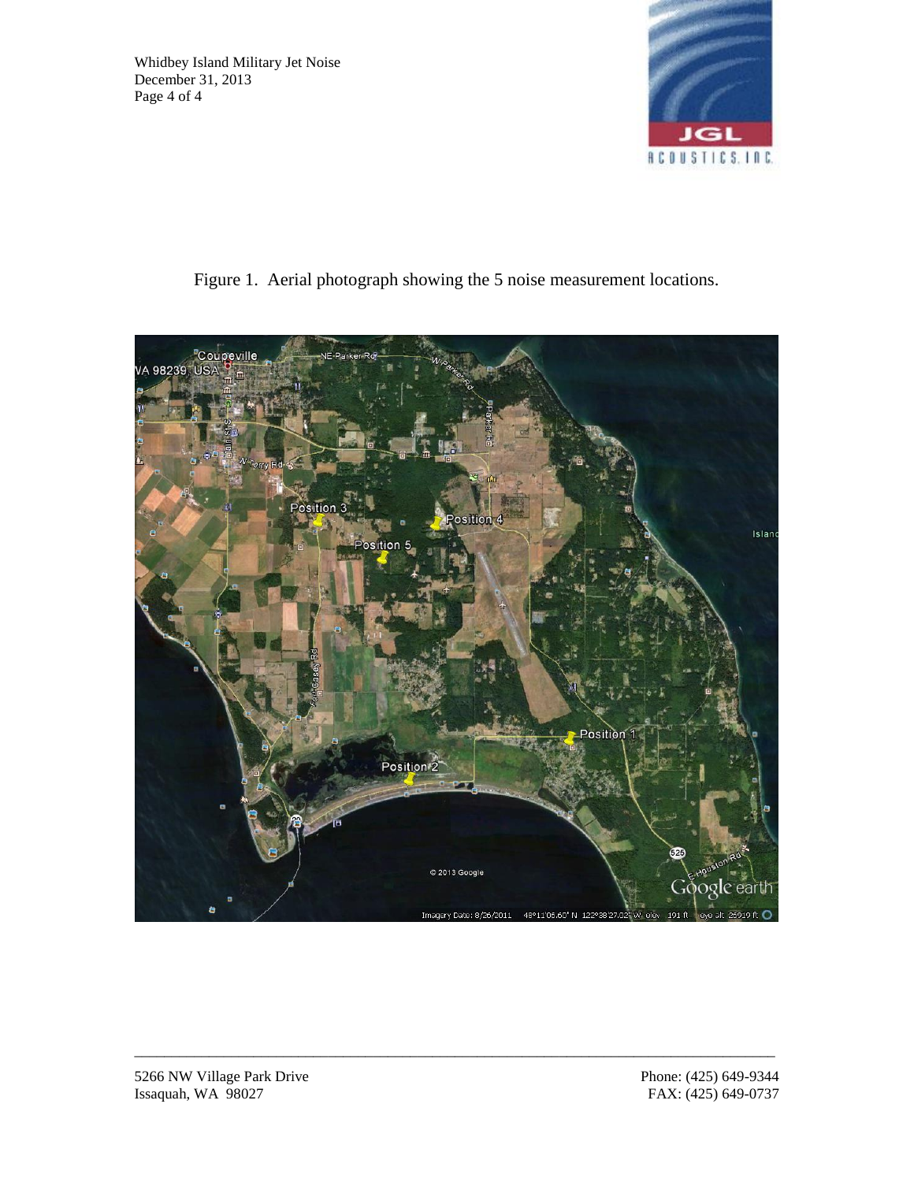Figure 1. Aerial photograph showing the 5 noise measurement locations.

Coupeville
WA 98239, USA
NE Parker Rd
W Parker Rd
Parker Rd
S Main St
W Terry Rd
Position 3
Position 4
Position 5
Island
Fort Casey Rd
Position 1
Position 2
525
E Houston Rd
© 2013 Google
Google earth
Imagery Date: 8/26/2011 48°11'06.60" N 122°38'27.02" W elev 191 ft eye alt 25919 ft